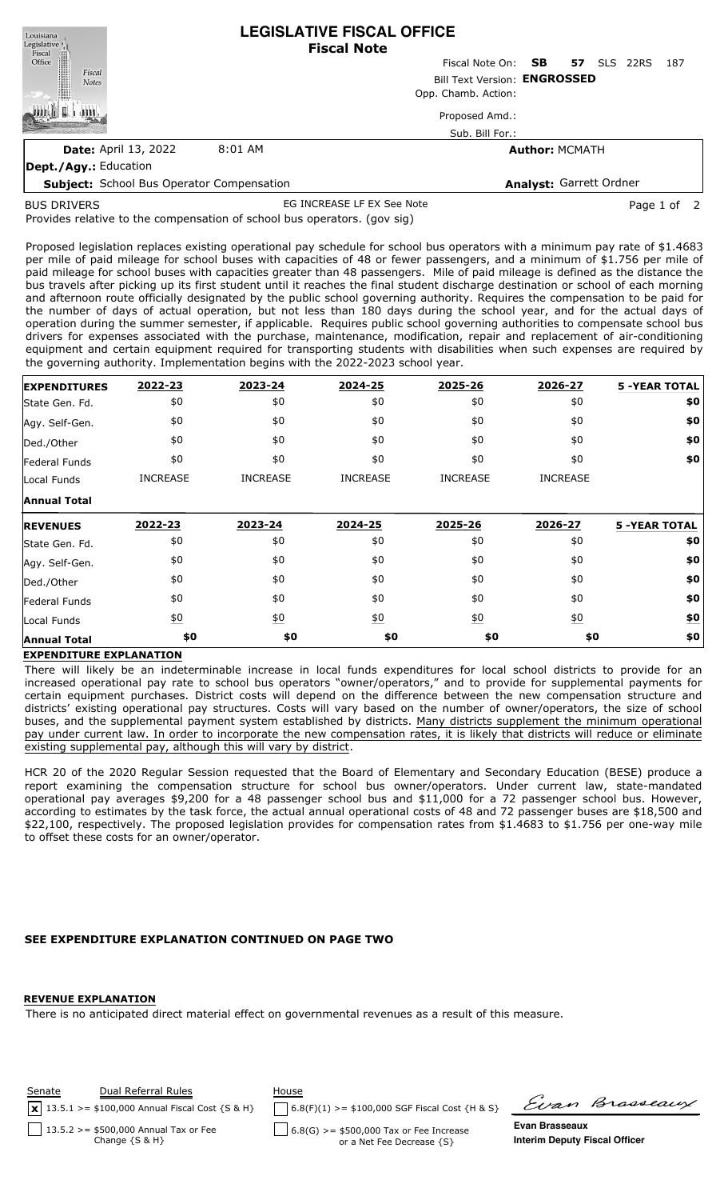# LEGISLATIVE FISCAL OFFICE
## Fiscal Note

Fiscal Note On: **SB 57** SLS 22RS 187

Bill Text Version: **ENGROSSED**

Opp. Chamb. Action:

Proposed Amd.:

Sub. Bill For.:

**Date:** April 13, 2022 8:01 AM

**Author:** MCMATH

**Dept./Agy.:** Education

**Subject:** School Bus Operator Compensation

**Analyst:** Garrett Ordner

BUS DRIVERS EG INCREASE LF EX See Note

Provides relative to the compensation of school bus operators. (gov sig)

Proposed legislation replaces existing operational pay schedule for school bus operators with a minimum pay rate of $1.4683 per mile of paid mileage for school buses with capacities of 48 or fewer passengers, and a minimum of $1.756 per mile of paid mileage for school buses with capacities greater than 48 passengers. Mile of paid mileage is defined as the distance the bus travels after picking up its first student until it reaches the final student discharge destination or school of each morning and afternoon route officially designated by the public school governing authority. Requires the compensation to be paid for the number of days of actual operation, but not less than 180 days during the school year, and for the actual days of operation during the summer semester, if applicable. Requires public school governing authorities to compensate school bus drivers for expenses associated with the purchase, maintenance, modification, repair and replacement of air-conditioning equipment and certain equipment required for transporting students with disabilities when such expenses are required by the governing authority. Implementation begins with the 2022-2023 school year.

| EXPENDITURES | 2022-23 | 2023-24 | 2024-25 | 2025-26 | 2026-27 | 5 -YEAR TOTAL |
|---|---|---|---|---|---|---|
| State Gen. Fd. | $0 | $0 | $0 | $0 | $0 | **$0** |
| Agy. Self-Gen. | $0 | $0 | $0 | $0 | $0 | **$0** |
| Ded./Other | $0 | $0 | $0 | $0 | $0 | **$0** |
| Federal Funds | $0 | $0 | $0 | $0 | $0 | **$0** |
| Local Funds | INCREASE | INCREASE | INCREASE | INCREASE | INCREASE | |
| **Annual Total** | | | | | | |

| REVENUES | 2022-23 | 2023-24 | 2024-25 | 2025-26 | 2026-27 | 5 -YEAR TOTAL |
|---|---|---|---|---|---|---|
| State Gen. Fd. | $0 | $0 | $0 | $0 | $0 | **$0** |
| Agy. Self-Gen. | $0 | $0 | $0 | $0 | $0 | **$0** |
| Ded./Other | $0 | $0 | $0 | $0 | $0 | **$0** |
| Federal Funds | $0 | $0 | $0 | $0 | $0 | **$0** |
| Local Funds | $0 | $0 | $0 | $0 | $0 | **$0** |
| **Annual Total** | **$0** | **$0** | **$0** | **$0** | **$0** | **$0** |

**EXPENDITURE EXPLANATION**

There will likely be an indeterminable increase in local funds expenditures for local school districts to provide for an increased operational pay rate to school bus operators "owner/operators," and to provide for supplemental payments for certain equipment purchases. District costs will depend on the difference between the new compensation structure and districts' existing operational pay structures. Costs will vary based on the number of owner/operators, the size of school buses, and the supplemental payment system established by districts. Many districts supplement the minimum operational pay under current law. In order to incorporate the new compensation rates, it is likely that districts will reduce or eliminate existing supplemental pay, although this will vary by district.

HCR 20 of the 2020 Regular Session requested that the Board of Elementary and Secondary Education (BESE) produce a report examining the compensation structure for school bus owner/operators. Under current law, state-mandated operational pay averages $9,200 for a 48 passenger school bus and $11,000 for a 72 passenger school bus. However, according to estimates by the task force, the actual annual operational costs of 48 and 72 passenger buses are $18,500 and $22,100, respectively. The proposed legislation provides for compensation rates from $1.4683 to $1.756 per one-way mile to offset these costs for an owner/operator.

**SEE EXPENDITURE EXPLANATION CONTINUED ON PAGE TWO**

**REVENUE EXPLANATION**

There is no anticipated direct material effect on governmental revenues as a result of this measure.

Senate Dual Referral Rules

[x] 13.5.1 >= $100,000 Annual Fiscal Cost {S & H}

[ ] 13.5.2 >= $500,000 Annual Tax or Fee Change {S & H}

House

[ ] 6.8(F)(1) >= $100,000 SGF Fiscal Cost {H & S}

[ ] 6.8(G) >= $500,000 Tax or Fee Increase or a Net Fee Decrease {S}

Evan Brasseaux

**Evan Brasseaux**
**Interim Deputy Fiscal Officer**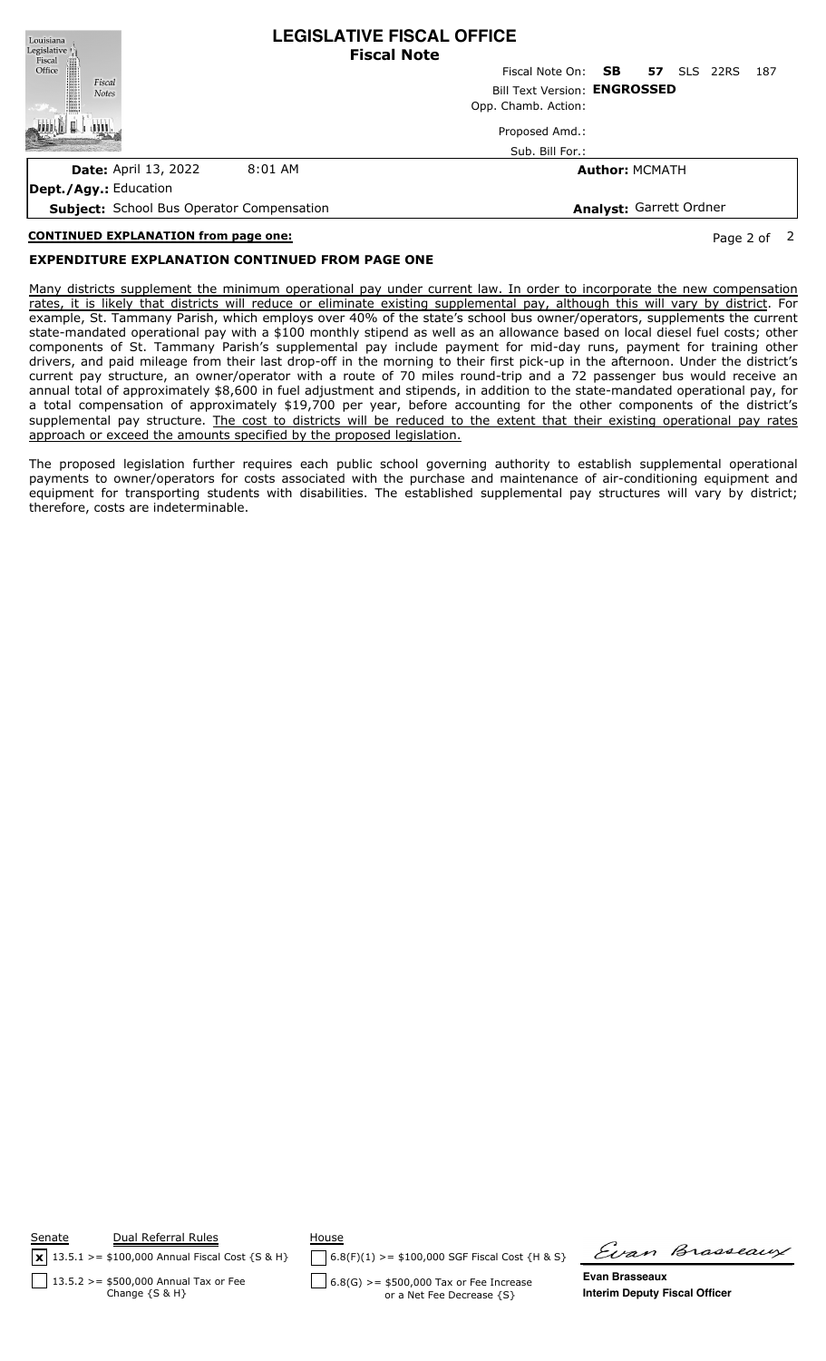# LEGISLATIVE FISCAL OFFICE
## Fiscal Note

Fiscal Note On: **SB 57** SLS 22RS 187

Bill Text Version: **ENGROSSED**

Opp. Chamb. Action:

Proposed Amd.:

Sub. Bill For.:

**Date:** April 13, 2022 8:01 AM

**Author:** MCMATH

**Dept./Agy.:** Education

**Subject:** School Bus Operator Compensation

**Analyst:** Garrett Ordner

**CONTINUED EXPLANATION from page one:**

### EXPENDITURE EXPLANATION CONTINUED FROM PAGE ONE

Many districts supplement the minimum operational pay under current law. In order to incorporate the new compensation rates, it is likely that districts will reduce or eliminate existing supplemental pay, although this will vary by district. For example, St. Tammany Parish, which employs over 40% of the state's school bus owner/operators, supplements the current state-mandated operational pay with a $100 monthly stipend as well as an allowance based on local diesel fuel costs; other components of St. Tammany Parish's supplemental pay include payment for mid-day runs, payment for training other drivers, and paid mileage from their last drop-off in the morning to their first pick-up in the afternoon. Under the district's current pay structure, an owner/operator with a route of 70 miles round-trip and a 72 passenger bus would receive an annual total of approximately $8,600 in fuel adjustment and stipends, in addition to the state-mandated operational pay, for a total compensation of approximately $19,700 per year, before accounting for the other components of the district's supplemental pay structure. The cost to districts will be reduced to the extent that their existing operational pay rates approach or exceed the amounts specified by the proposed legislation.

The proposed legislation further requires each public school governing authority to establish supplemental operational payments to owner/operators for costs associated with the purchase and maintenance of air-conditioning equipment and equipment for transporting students with disabilities. The established supplemental pay structures will vary by district; therefore, costs are indeterminable.

| Senate | Dual Referral Rules | House |
|---|---|---|
| [x] 13.5.1 >= $100,000 Annual Fiscal Cost {S & H} | | [ ] 6.8(F)(1) >= $100,000 SGF Fiscal Cost {H & S} |
| [ ] 13.5.2 >= $500,000 Annual Tax or Fee Change {S & H} | | [ ] 6.8(G) >= $500,000 Tax or Fee Increase or a Net Fee Decrease {S} |

Evan Brasseaux

**Evan Brasseaux**
**Interim Deputy Fiscal Officer**